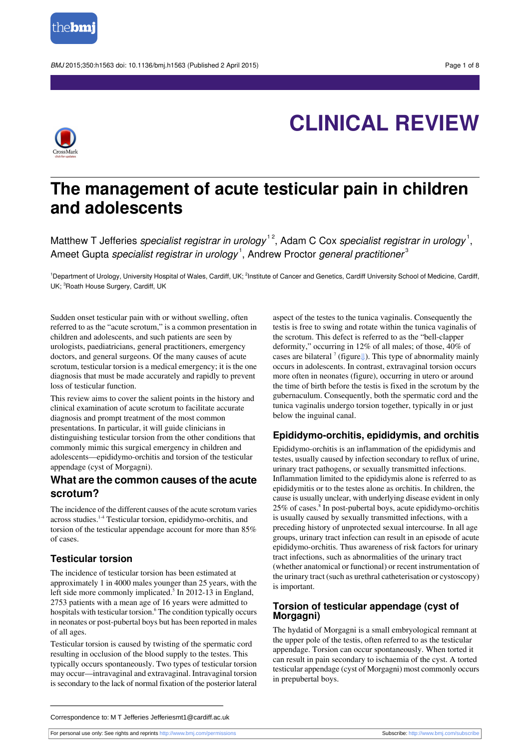# CLINICAL REVIEW

# The management of acute testicular pain in children and adolescents

Matthew T Jefferies *specialist registrar in urology*[1,2], Adam C Cox *specialist registrar in urology*[1], Ameet Gupta *specialist registrar in urology*[1], Andrew Proctor *general practitioner*[3]

[1]Department of Urology, University Hospital of Wales, Cardiff, UK; [2]Institute of Cancer and Genetics, Cardiff University School of Medicine, Cardiff, UK; [3]Roath House Surgery, Cardiff, UK

Sudden onset testicular pain with or without swelling, often referred to as the "acute scrotum," is a common presentation in children and adolescents, and such patients are seen by urologists, paediatricians, general practitioners, emergency doctors, and general surgeons. Of the many causes of acute scrotum, testicular torsion is a medical emergency; it is the one diagnosis that must be made accurately and rapidly to prevent loss of testicular function.

This review aims to cover the salient points in the history and clinical examination of acute scrotum to facilitate accurate diagnosis and prompt treatment of the most common presentations. In particular, it will guide clinicians in distinguishing testicular torsion from the other conditions that commonly mimic this surgical emergency in children and adolescents—epididymo-orchitis and torsion of the testicular appendage (cyst of Morgagni).

## What are the common causes of the acute scrotum?

The incidence of the different causes of the acute scrotum varies across studies.[1-4] Testicular torsion, epididymo-orchitis, and torsion of the testicular appendage account for more than 85% of cases.

### Testicular torsion

The incidence of testicular torsion has been estimated at approximately 1 in 4000 males younger than 25 years, with the left side more commonly implicated.[5] In 2012-13 in England, 2753 patients with a mean age of 16 years were admitted to hospitals with testicular torsion.[6] The condition typically occurs in neonates or post-pubertal boys but has been reported in males of all ages.

Testicular torsion is caused by twisting of the spermatic cord resulting in occlusion of the blood supply to the testes. This typically occurs spontaneously. Two types of testicular torsion may occur—intravaginal and extravaginal. Intravaginal torsion is secondary to the lack of normal fixation of the posterior lateral aspect of the testes to the tunica vaginalis. Consequently the testis is free to swing and rotate within the tunica vaginalis of the scrotum. This defect is referred to as the "bell-clapper deformity," occurring in 12% of all males; of those, 40% of cases are bilateral[7] (figure⇓). This type of abnormality mainly occurs in adolescents. In contrast, extravaginal torsion occurs more often in neonates (figure), occurring in utero or around the time of birth before the testis is fixed in the scrotum by the gubernaculum. Consequently, both the spermatic cord and the tunica vaginalis undergo torsion together, typically in or just below the inguinal canal.

### Epididymo-orchitis, epididymis, and orchitis

Epididymo-orchitis is an inflammation of the epididymis and testes, usually caused by infection secondary to reflux of urine, urinary tract pathogens, or sexually transmitted infections. Inflammation limited to the epididymis alone is referred to as epididymitis or to the testes alone as orchitis. In children, the cause is usually unclear, with underlying disease evident in only 25% of cases.[8] In post-pubertal boys, acute epididymo-orchitis is usually caused by sexually transmitted infections, with a preceding history of unprotected sexual intercourse. In all age groups, urinary tract infection can result in an episode of acute epididymo-orchitis. Thus awareness of risk factors for urinary tract infections, such as abnormalities of the urinary tract (whether anatomical or functional) or recent instrumentation of the urinary tract (such as urethral catheterisation or cystoscopy) is important.

### Torsion of testicular appendage (cyst of Morgagni)

The hydatid of Morgagni is a small embryological remnant at the upper pole of the testis, often referred to as the testicular appendage. Torsion can occur spontaneously. When torted it can result in pain secondary to ischaemia of the cyst. A torted testicular appendage (cyst of Morgagni) most commonly occurs in prepubertal boys.

Correspondence to: M T Jefferies Jefferiesmt1@cardiff.ac.uk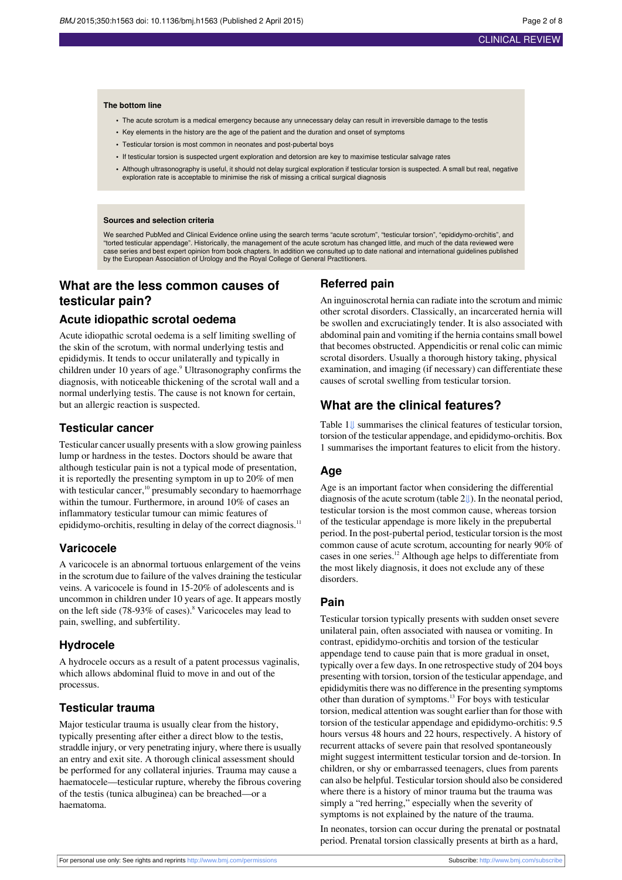**The bottom line**

- The acute scrotum is a medical emergency because any unnecessary delay can result in irreversible damage to the testis
- Key elements in the history are the age of the patient and the duration and onset of symptoms
- Testicular torsion is most common in neonates and post-pubertal boys
- If testicular torsion is suspected urgent exploration and detorsion are key to maximise testicular salvage rates
- Although ultrasonography is useful, it should not delay surgical exploration if testicular torsion is suspected. A small but real, negative exploration rate is acceptable to minimise the risk of missing a critical surgical diagnosis

**Sources and selection criteria**

We searched PubMed and Clinical Evidence online using the search terms "acute scrotum", "testicular torsion", "epididymo-orchitis", and "torted testicular appendage". Historically, the management of the acute scrotum has changed little, and much of the data reviewed were case series and best expert opinion from book chapters. In addition we consulted up to date national and international guidelines published by the European Association of Urology and the Royal College of General Practitioners.

## What are the less common causes of testicular pain?

### Acute idiopathic scrotal oedema

Acute idiopathic scrotal oedema is a self limiting swelling of the skin of the scrotum, with normal underlying testis and epididymis. It tends to occur unilaterally and typically in children under 10 years of age.[9] Ultrasonography confirms the diagnosis, with noticeable thickening of the scrotal wall and a normal underlying testis. The cause is not known for certain, but an allergic reaction is suspected.

### Testicular cancer

Testicular cancer usually presents with a slow growing painless lump or hardness in the testes. Doctors should be aware that although testicular pain is not a typical mode of presentation, it is reportedly the presenting symptom in up to 20% of men with testicular cancer,[10] presumably secondary to haemorrhage within the tumour. Furthermore, in around 10% of cases an inflammatory testicular tumour can mimic features of epididymo-orchitis, resulting in delay of the correct diagnosis.[11]

### Varicocele

A varicocele is an abnormal tortuous enlargement of the veins in the scrotum due to failure of the valves draining the testicular veins. A varicocele is found in 15-20% of adolescents and is uncommon in children under 10 years of age. It appears mostly on the left side (78-93% of cases).[8] Varicoceles may lead to pain, swelling, and subfertility.

### Hydrocele

A hydrocele occurs as a result of a patent processus vaginalis, which allows abdominal fluid to move in and out of the processus.

### Testicular trauma

Major testicular trauma is usually clear from the history, typically presenting after either a direct blow to the testis, straddle injury, or very penetrating injury, where there is usually an entry and exit site. A thorough clinical assessment should be performed for any collateral injuries. Trauma may cause a haematocele—testicular rupture, whereby the fibrous covering of the testis (tunica albuginea) can be breached—or a haematoma.

### Referred pain

An inguinoscrotal hernia can radiate into the scrotum and mimic other scrotal disorders. Classically, an incarcerated hernia will be swollen and excruciatingly tender. It is also associated with abdominal pain and vomiting if the hernia contains small bowel that becomes obstructed. Appendicitis or renal colic can mimic scrotal disorders. Usually a thorough history taking, physical examination, and imaging (if necessary) can differentiate these causes of scrotal swelling from testicular torsion.

## What are the clinical features?

Table 1 summarises the clinical features of testicular torsion, torsion of the testicular appendage, and epididymo-orchitis. Box 1 summarises the important features to elicit from the history.

### Age

Age is an important factor when considering the differential diagnosis of the acute scrotum (table 2). In the neonatal period, testicular torsion is the most common cause, whereas torsion of the testicular appendage is more likely in the prepubertal period. In the post-pubertal period, testicular torsion is the most common cause of acute scrotum, accounting for nearly 90% of cases in one series.[12] Although age helps to differentiate from the most likely diagnosis, it does not exclude any of these disorders.

### Pain

Testicular torsion typically presents with sudden onset severe unilateral pain, often associated with nausea or vomiting. In contrast, epididymo-orchitis and torsion of the testicular appendage tend to cause pain that is more gradual in onset, typically over a few days. In one retrospective study of 204 boys presenting with torsion, torsion of the testicular appendage, and epididymitis there was no difference in the presenting symptoms other than duration of symptoms.[13] For boys with testicular torsion, medical attention was sought earlier than for those with torsion of the testicular appendage and epididymo-orchitis: 9.5 hours versus 48 hours and 22 hours, respectively. A history of recurrent attacks of severe pain that resolved spontaneously might suggest intermittent testicular torsion and de-torsion. In children, or shy or embarrassed teenagers, clues from parents can also be helpful. Testicular torsion should also be considered where there is a history of minor trauma but the trauma was simply a "red herring," especially when the severity of symptoms is not explained by the nature of the trauma.

In neonates, torsion can occur during the prenatal or postnatal period. Prenatal torsion classically presents at birth as a hard,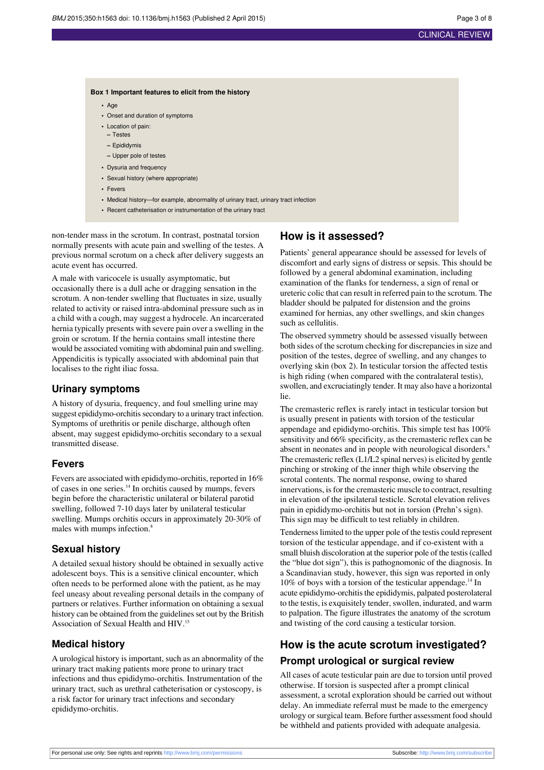**Box 1 Important features to elicit from the history**

- Age
- Onset and duration of symptoms
- Location of pain:
  - Testes
  - Epididymis
  - Upper pole of testes
- Dysuria and frequency
- Sexual history (where appropriate)
- Fevers
- Medical history—for example, abnormality of urinary tract, urinary tract infection
- Recent catheterisation or instrumentation of the urinary tract

non-tender mass in the scrotum. In contrast, postnatal torsion normally presents with acute pain and swelling of the testes. A previous normal scrotum on a check after delivery suggests an acute event has occurred.

A male with varicocele is usually asymptomatic, but occasionally there is a dull ache or dragging sensation in the scrotum. A non-tender swelling that fluctuates in size, usually related to activity or raised intra-abdominal pressure such as in a child with a cough, may suggest a hydrocele. An incarcerated hernia typically presents with severe pain over a swelling in the groin or scrotum. If the hernia contains small intestine there would be associated vomiting with abdominal pain and swelling. Appendicitis is typically associated with abdominal pain that localises to the right iliac fossa.

## Urinary symptoms

A history of dysuria, frequency, and foul smelling urine may suggest epididymo-orchitis secondary to a urinary tract infection. Symptoms of urethritis or penile discharge, although often absent, may suggest epididymo-orchitis secondary to a sexual transmitted disease.

## Fevers

Fevers are associated with epididymo-orchitis, reported in 16% of cases in one series.[14] In orchitis caused by mumps, fevers begin before the characteristic unilateral or bilateral parotid swelling, followed 7-10 days later by unilateral testicular swelling. Mumps orchitis occurs in approximately 20-30% of males with mumps infection.[8]

## Sexual history

A detailed sexual history should be obtained in sexually active adolescent boys. This is a sensitive clinical encounter, which often needs to be performed alone with the patient, as he may feel uneasy about revealing personal details in the company of partners or relatives. Further information on obtaining a sexual history can be obtained from the guidelines set out by the British Association of Sexual Health and HIV.[15]

## Medical history

A urological history is important, such as an abnormality of the urinary tract making patients more prone to urinary tract infections and thus epididymo-orchitis. Instrumentation of the urinary tract, such as urethral catheterisation or cystoscopy, is a risk factor for urinary tract infections and secondary epididymo-orchitis.

# How is it assessed?

Patients' general appearance should be assessed for levels of discomfort and early signs of distress or sepsis. This should be followed by a general abdominal examination, including examination of the flanks for tenderness, a sign of renal or ureteric colic that can result in referred pain to the scrotum. The bladder should be palpated for distension and the groins examined for hernias, any other swellings, and skin changes such as cellulitis.

The observed symmetry should be assessed visually between both sides of the scrotum checking for discrepancies in size and position of the testes, degree of swelling, and any changes to overlying skin (box 2). In testicular torsion the affected testis is high riding (when compared with the contralateral testis), swollen, and excruciatingly tender. It may also have a horizontal lie.

The cremasteric reflex is rarely intact in testicular torsion but is usually present in patients with torsion of the testicular appendage and epididymo-orchitis. This simple test has 100% sensitivity and 66% specificity, as the cremasteric reflex can be absent in neonates and in people with neurological disorders.[8] The cremasteric reflex (L1/L2 spinal nerves) is elicited by gentle pinching or stroking of the inner thigh while observing the scrotal contents. The normal response, owing to shared innervations, is for the cremasteric muscle to contract, resulting in elevation of the ipsilateral testicle. Scrotal elevation relives pain in epididymo-orchitis but not in torsion (Prehn's sign). This sign may be difficult to test reliably in children.

Tenderness limited to the upper pole of the testis could represent torsion of the testicular appendage, and if co-existent with a small bluish discoloration at the superior pole of the testis (called the "blue dot sign"), this is pathognomonic of the diagnosis. In a Scandinavian study, however, this sign was reported in only 10% of boys with a torsion of the testicular appendage.[14] In acute epididymo-orchitis the epididymis, palpated posterolateral to the testis, is exquisitely tender, swollen, indurated, and warm to palpation. The figure illustrates the anatomy of the scrotum and twisting of the cord causing a testicular torsion.

# How is the acute scrotum investigated?

## Prompt urological or surgical review

All cases of acute testicular pain are due to torsion until proved otherwise. If torsion is suspected after a prompt clinical assessment, a scrotal exploration should be carried out without delay. An immediate referral must be made to the emergency urology or surgical team. Before further assessment food should be withheld and patients provided with adequate analgesia.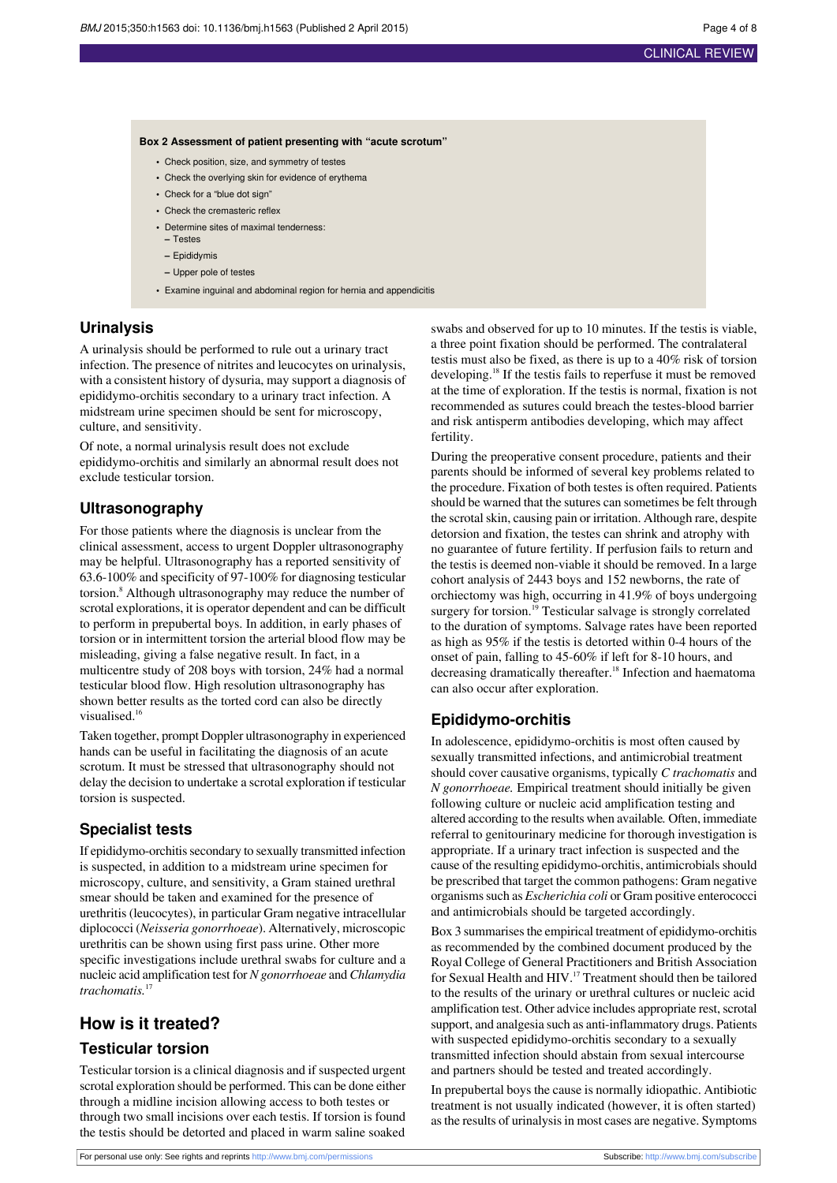**Box 2 Assessment of patient presenting with "acute scrotum"**

- Check position, size, and symmetry of testes
- Check the overlying skin for evidence of erythema
- Check for a "blue dot sign"
- Check the cremasteric reflex
- Determine sites of maximal tenderness:
  - Testes
  - Epididymis
  - Upper pole of testes
- Examine inguinal and abdominal region for hernia and appendicitis

## Urinalysis

A urinalysis should be performed to rule out a urinary tract infection. The presence of nitrites and leucocytes on urinalysis, with a consistent history of dysuria, may support a diagnosis of epididymo-orchitis secondary to a urinary tract infection. A midstream urine specimen should be sent for microscopy, culture, and sensitivity.

Of note, a normal urinalysis result does not exclude epididymo-orchitis and similarly an abnormal result does not exclude testicular torsion.

## Ultrasonography

For those patients where the diagnosis is unclear from the clinical assessment, access to urgent Doppler ultrasonography may be helpful. Ultrasonography has a reported sensitivity of 63.6-100% and specificity of 97-100% for diagnosing testicular torsion.[8] Although ultrasonography may reduce the number of scrotal explorations, it is operator dependent and can be difficult to perform in prepubertal boys. In addition, in early phases of torsion or in intermittent torsion the arterial blood flow may be misleading, giving a false negative result. In fact, in a multicentre study of 208 boys with torsion, 24% had a normal testicular blood flow. High resolution ultrasonography has shown better results as the torted cord can also be directly visualised.[16]

Taken together, prompt Doppler ultrasonography in experienced hands can be useful in facilitating the diagnosis of an acute scrotum. It must be stressed that ultrasonography should not delay the decision to undertake a scrotal exploration if testicular torsion is suspected.

## Specialist tests

If epididymo-orchitis secondary to sexually transmitted infection is suspected, in addition to a midstream urine specimen for microscopy, culture, and sensitivity, a Gram stained urethral smear should be taken and examined for the presence of urethritis (leucocytes), in particular Gram negative intracellular diplococci (*Neisseria gonorrhoeae*). Alternatively, microscopic urethritis can be shown using first pass urine. Other more specific investigations include urethral swabs for culture and a nucleic acid amplification test for *N gonorrhoeae* and *Chlamydia trachomatis.*[17]

# How is it treated?

## Testicular torsion

Testicular torsion is a clinical diagnosis and if suspected urgent scrotal exploration should be performed. This can be done either through a midline incision allowing access to both testes or through two small incisions over each testis. If torsion is found the testis should be detorted and placed in warm saline soaked swabs and observed for up to 10 minutes. If the testis is viable, a three point fixation should be performed. The contralateral testis must also be fixed, as there is up to a 40% risk of torsion developing.[18] If the testis fails to reperfuse it must be removed at the time of exploration. If the testis is normal, fixation is not recommended as sutures could breach the testes-blood barrier and risk antisperm antibodies developing, which may affect fertility.

During the preoperative consent procedure, patients and their parents should be informed of several key problems related to the procedure. Fixation of both testes is often required. Patients should be warned that the sutures can sometimes be felt through the scrotal skin, causing pain or irritation. Although rare, despite detorsion and fixation, the testes can shrink and atrophy with no guarantee of future fertility. If perfusion fails to return and the testis is deemed non-viable it should be removed. In a large cohort analysis of 2443 boys and 152 newborns, the rate of orchiectomy was high, occurring in 41.9% of boys undergoing surgery for torsion.[19] Testicular salvage is strongly correlated to the duration of symptoms. Salvage rates have been reported as high as 95% if the testis is detorted within 0-4 hours of the onset of pain, falling to 45-60% if left for 8-10 hours, and decreasing dramatically thereafter.[18] Infection and haematoma can also occur after exploration.

## Epididymo-orchitis

In adolescence, epididymo-orchitis is most often caused by sexually transmitted infections, and antimicrobial treatment should cover causative organisms, typically *C trachomatis* and *N gonorrhoeae.* Empirical treatment should initially be given following culture or nucleic acid amplification testing and altered according to the results when available. Often, immediate referral to genitourinary medicine for thorough investigation is appropriate. If a urinary tract infection is suspected and the cause of the resulting epididymo-orchitis, antimicrobials should be prescribed that target the common pathogens: Gram negative organisms such as *Escherichia coli* or Gram positive enterococci and antimicrobials should be targeted accordingly.

Box 3 summarises the empirical treatment of epididymo-orchitis as recommended by the combined document produced by the Royal College of General Practitioners and British Association for Sexual Health and HIV.[17] Treatment should then be tailored to the results of the urinary or urethral cultures or nucleic acid amplification test. Other advice includes appropriate rest, scrotal support, and analgesia such as anti-inflammatory drugs. Patients with suspected epididymo-orchitis secondary to a sexually transmitted infection should abstain from sexual intercourse and partners should be tested and treated accordingly.

In prepubertal boys the cause is normally idiopathic. Antibiotic treatment is not usually indicated (however, it is often started) as the results of urinalysis in most cases are negative. Symptoms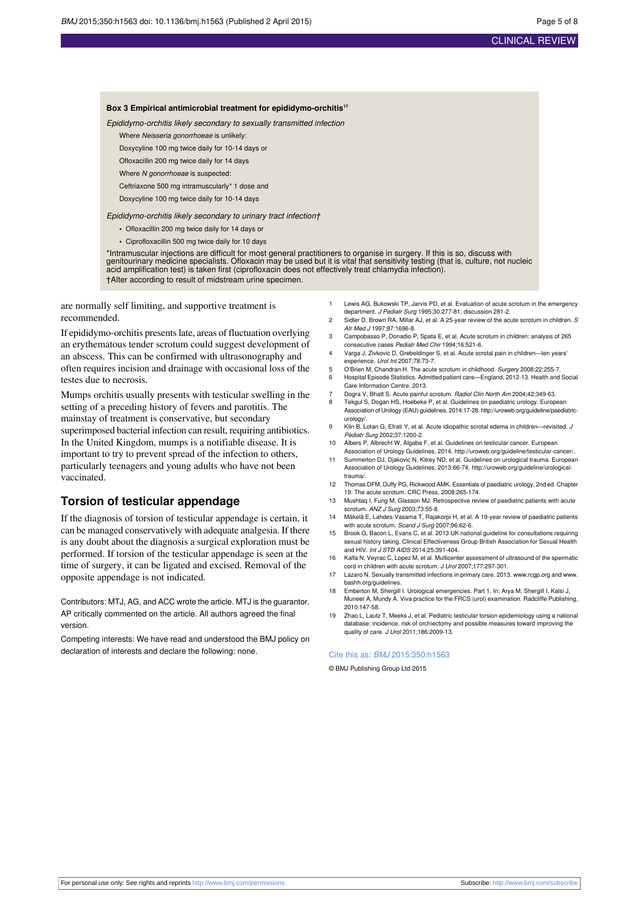**Box 3 Empirical antimicrobial treatment for epididymo-orchitis[17]**

*Epididymo-orchitis likely secondary to sexually transmitted infection*

Where *Neisseria gonorrhoeae* is unlikely:

Doxycyline 100 mg twice daily for 10-14 days or

Ofloxacillin 200 mg twice daily for 14 days

Where *N gonorrhoeae* is suspected:

Ceftriaxone 500 mg intramuscularly* 1 dose and

Doxycyline 100 mg twice daily for 10-14 days

*Epididymo-orchitis likely secondary to urinary tract infection†*

- Ofloxacillin 200 mg twice daily for 14 days or
- Ciprofloxacillin 500 mg twice daily for 10 days

*Intramuscular injections are difficult for most general practitioners to organise in surgery. If this is so, discuss with genitourinary medicine specialists. Ofloxacin may be used but it is vital that sensitivity testing (that is, culture, not nucleic acid amplification test) is taken first (ciprofloxacin does not effectively treat chlamydia infection).

†Alter according to result of midstream urine specimen.

are normally self limiting, and supportive treatment is recommended.

If epididymo-orchitis presents late, areas of fluctuation overlying an erythematous tender scrotum could suggest development of an abscess. This can be confirmed with ultrasonography and often requires incision and drainage with occasional loss of the testes due to necrosis.

Mumps orchitis usually presents with testicular swelling in the setting of a preceding history of fevers and parotitis. The mainstay of treatment is conservative, but secondary superimposed bacterial infection can result, requiring antibiotics. In the United Kingdom, mumps is a notifiable disease. It is important to try to prevent spread of the infection to others, particularly teenagers and young adults who have not been vaccinated.

## Torsion of testicular appendage

If the diagnosis of torsion of testicular appendage is certain, it can be managed conservatively with adequate analgesia. If there is any doubt about the diagnosis a surgical exploration must be performed. If torsion of the testicular appendage is seen at the time of surgery, it can be ligated and excised. Removal of the opposite appendage is not indicated.

Contributors: MTJ, AG, and ACC wrote the article. MTJ is the guarantor. AP critically commented on the article. All authors agreed the final version.

Competing interests: We have read and understood the BMJ policy on declaration of interests and declare the following: none.

1. Lewis AG, Bukowski TP, Jarvis PD, et al. Evaluation of acute scrotum in the emergency department. *J Pediatr Surg* 1995;30:277-81; discussion 281-2.
2. Sidler D, Brown RA, Millar AJ, et al. A 25-year review of the acute scrotum in children. *S Afr Med J* 1997;87:1696-8.
3. Campobasso P, Donadio P, Spata E, et al. Acute scrotum in children: analysis of 265 consecutive cases *Pediatr Med Chir* 1994;16:521-6.
4. Varga J, Zivkovic D, Grebeldinger S, et al. Acute scrotal pain in children—ten years' experience. *Urol Int* 2007;78:73-7.
5. O'Brien M, Chandran H. The acute scrotum in childhood. *Surgery* 2008;22:255-7.
6. Hospital Episode Statistics. Admitted patient care—England, 2012-13. Health and Social Care Information Centre, 2013.
7. Dogra V, Bhatt S. Acute painful scrotum. *Radiol Clin North Am* 2004;42:349-63.
8. Tekgul S, Dogan HS, Hoebeke P, et al. Guidelines on paediatric urology. European Association of Urology (EAU) guidelines, 2014:17-28. http://uroweb.org/guideline/paediatric-urology/.
9. Klin B, Lotan G, Efrati Y, et al. Acute idiopathic scrotal edema in children—revisited. *J Pediatr Surg* 2002;37:1200-2.
10. Albers P, Albrecht W, Algaba F, et al. Guidelines on testicular cancer. European Association of Urology Guidelines, 2014. http://uroweb.org/guideline/testicular-cancer/.
11. Summerton DJ, Djakovic N, Kitrey ND, et al. Guidelines on urological trauma. European Association of Urology Guidelines, 2013:66-74. http://uroweb.org/guideline/urological-trauma/.
12. Thomas DFM, Duffy PG, Rickwood AMK. Essentials of paediatric urology, 2nd ed. Chapter 19: The acute scrotum. CRC Press, 2008:265-174.
13. Mushtaq I, Fung M, Glasson MJ. Retrospective review of paediatric patients with acute scrotum. *ANZ J Surg* 2003;73:55-8.
14. Mäkelä E, Lahdes-Vasama T, Rajakorpi H, et al. A 19-year review of paediatric patients with acute scrotum. *Scand J Surg* 2007;96:62-6.
15. Brook G, Bacon L, Evans C, et al. 2013 UK national guideline for consultations requiring sexual history taking. Clinical Effectiveness Group British Association for Sexual Health and HIV. *Int J STD AIDS* 2014;25:391-404.
16. Kalfa N, Veyrac C, Lopez M, et al. Multicenter assessment of ultrasound of the spermatic cord in children with acute scrotum. *J Urol* 2007;177:297-301.
17. Lazaro N. Sexually transmitted infections in primary care. 2013. www.rcgp.org and www.bashh.org/guidelines.
18. Emberton M, Shergill I. Urological emergencies. Part 1. In: Arya M, Shergill I, Kalsi J, Muneer A, Mundy A. Viva practice for the FRCS (urol) examination. Radcliffe Publishing, 2010:147-58.
19. Zhao L, Lautz T, Meeks J, et al. Pediatric testicular torsion epidemiology using a national database: incidence, risk of orchiectomy and possible measures toward improving the quality of care. *J Urol* 2011;186:2009-13.

Cite this as: *BMJ* 2015;350:h1563

© BMJ Publishing Group Ltd 2015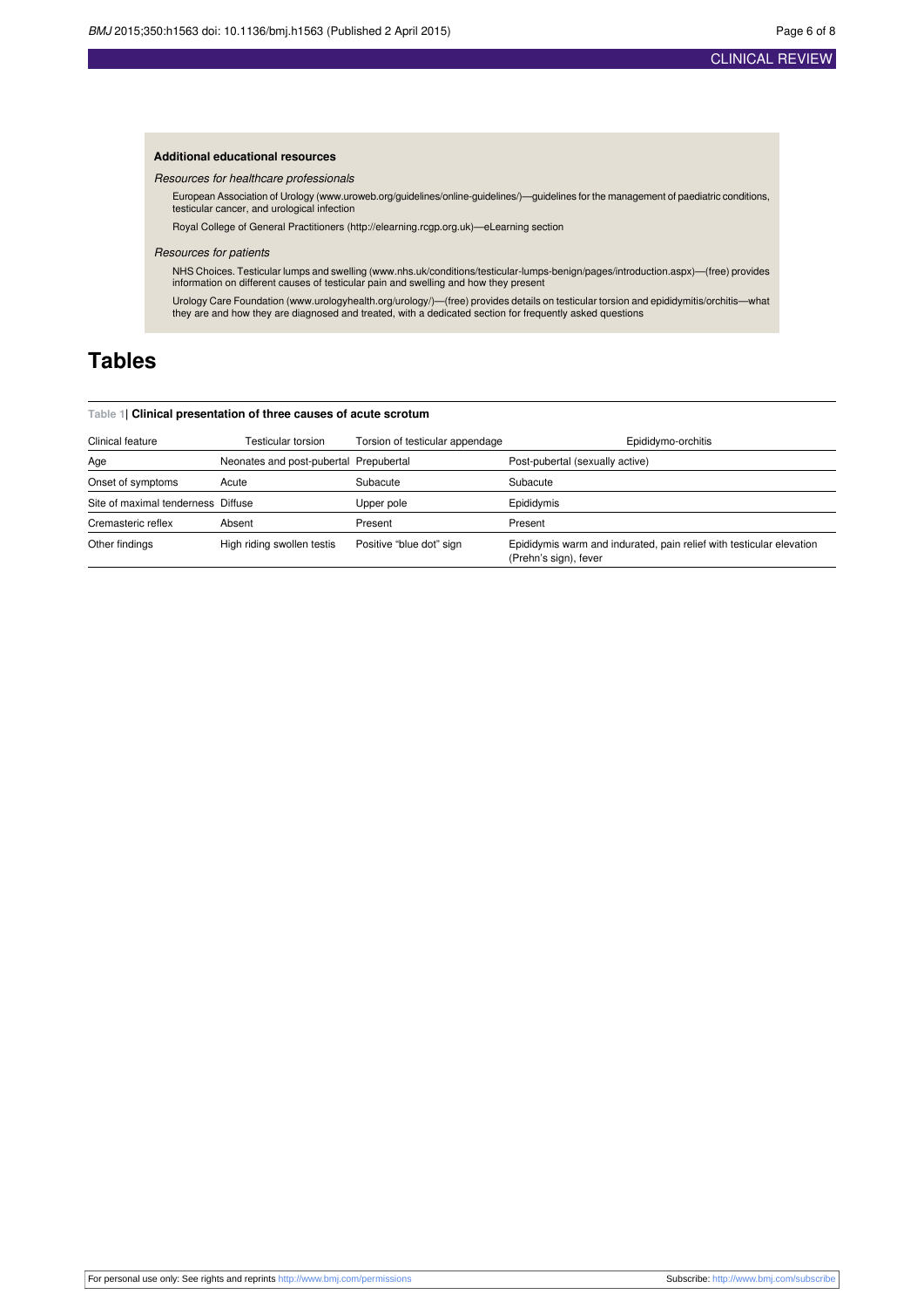### Additional educational resources

*Resources for healthcare professionals*

European Association of Urology (www.uroweb.org/guidelines/online-guidelines/)—guidelines for the management of paediatric conditions, testicular cancer, and urological infection

Royal College of General Practitioners (http://elearning.rcgp.org.uk)—eLearning section

*Resources for patients*

NHS Choices. Testicular lumps and swelling (www.nhs.uk/conditions/testicular-lumps-benign/pages/introduction.aspx)—(free) provides information on different causes of testicular pain and swelling and how they present

Urology Care Foundation (www.urologyhealth.org/urology/)—(free) provides details on testicular torsion and epididymitis/orchitis—what they are and how they are diagnosed and treated, with a dedicated section for frequently asked questions

# Tables

**Table 1| Clinical presentation of three causes of acute scrotum**

| Clinical feature | Testicular torsion | Torsion of testicular appendage | Epididymo-orchitis |
|---|---|---|---|
| Age | Neonates and post-pubertal | Prepubertal | Post-pubertal (sexually active) |
| Onset of symptoms | Acute | Subacute | Subacute |
| Site of maximal tenderness | Diffuse | Upper pole | Epididymis |
| Cremasteric reflex | Absent | Present | Present |
| Other findings | High riding swollen testis | Positive "blue dot" sign | Epididymis warm and indurated, pain relief with testicular elevation (Prehn's sign), fever |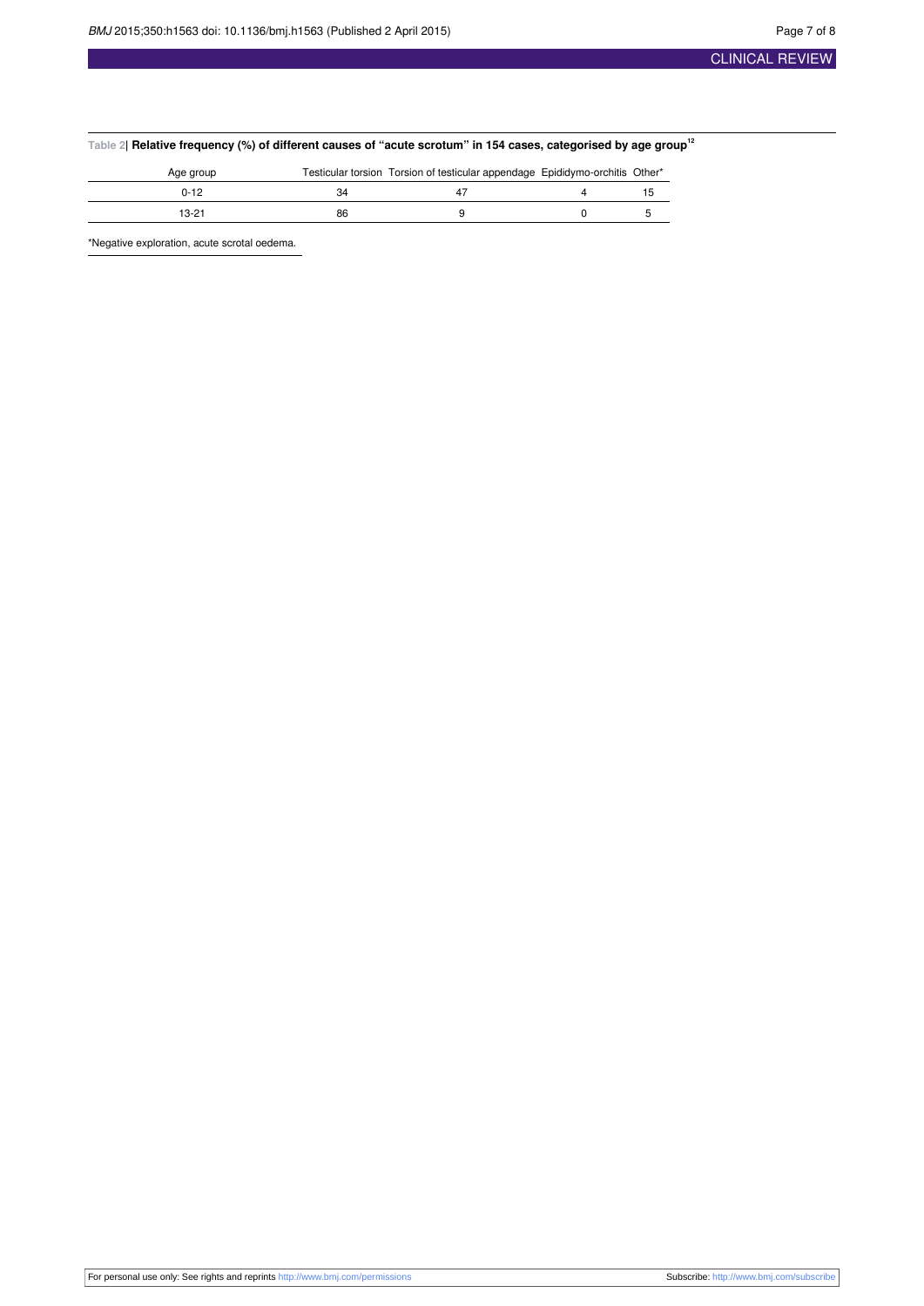Table 2| **Relative frequency (%) of different causes of "acute scrotum" in 154 cases, categorised by age group**[12]

| Age group | Testicular torsion | Torsion of testicular appendage | Epididymo-orchitis | Other* |
|---|---|---|---|---|
| 0-12 | 34 | 47 | 4 | 15 |
| 13-21 | 86 | 9 | 0 | 5 |

*Negative exploration, acute scrotal oedema.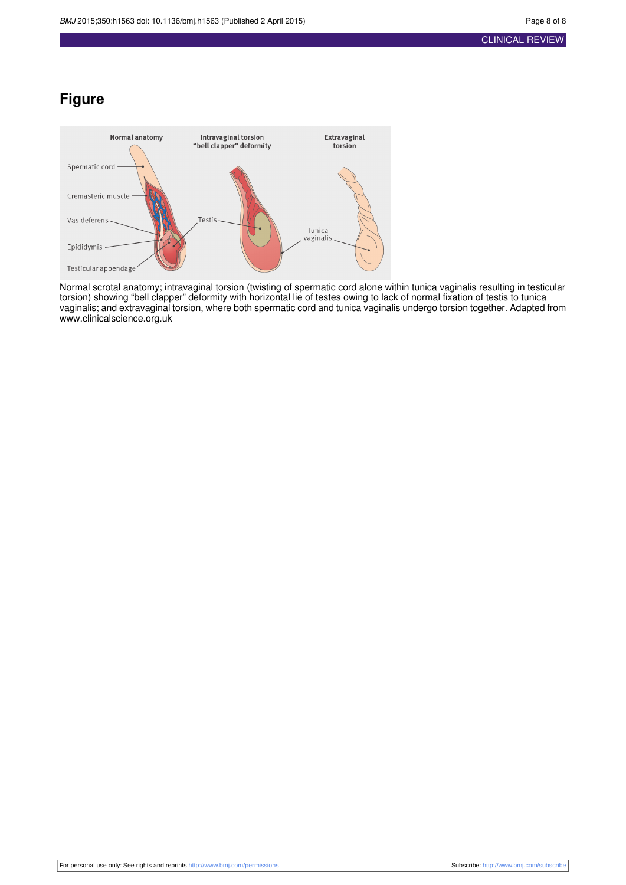# Figure

Normal anatomy

Intravaginal torsion "bell clapper" deformity

Extravaginal torsion

Spermatic cord

Cremasteric muscle

Vas deferens

Epididymis

Testicular appendage

Testis

Tunica vaginalis

Normal scrotal anatomy; intravaginal torsion (twisting of spermatic cord alone within tunica vaginalis resulting in testicular torsion) showing "bell clapper" deformity with horizontal lie of testes owing to lack of normal fixation of testis to tunica vaginalis; and extravaginal torsion, where both spermatic cord and tunica vaginalis undergo torsion together. Adapted from www.clinicalscience.org.uk